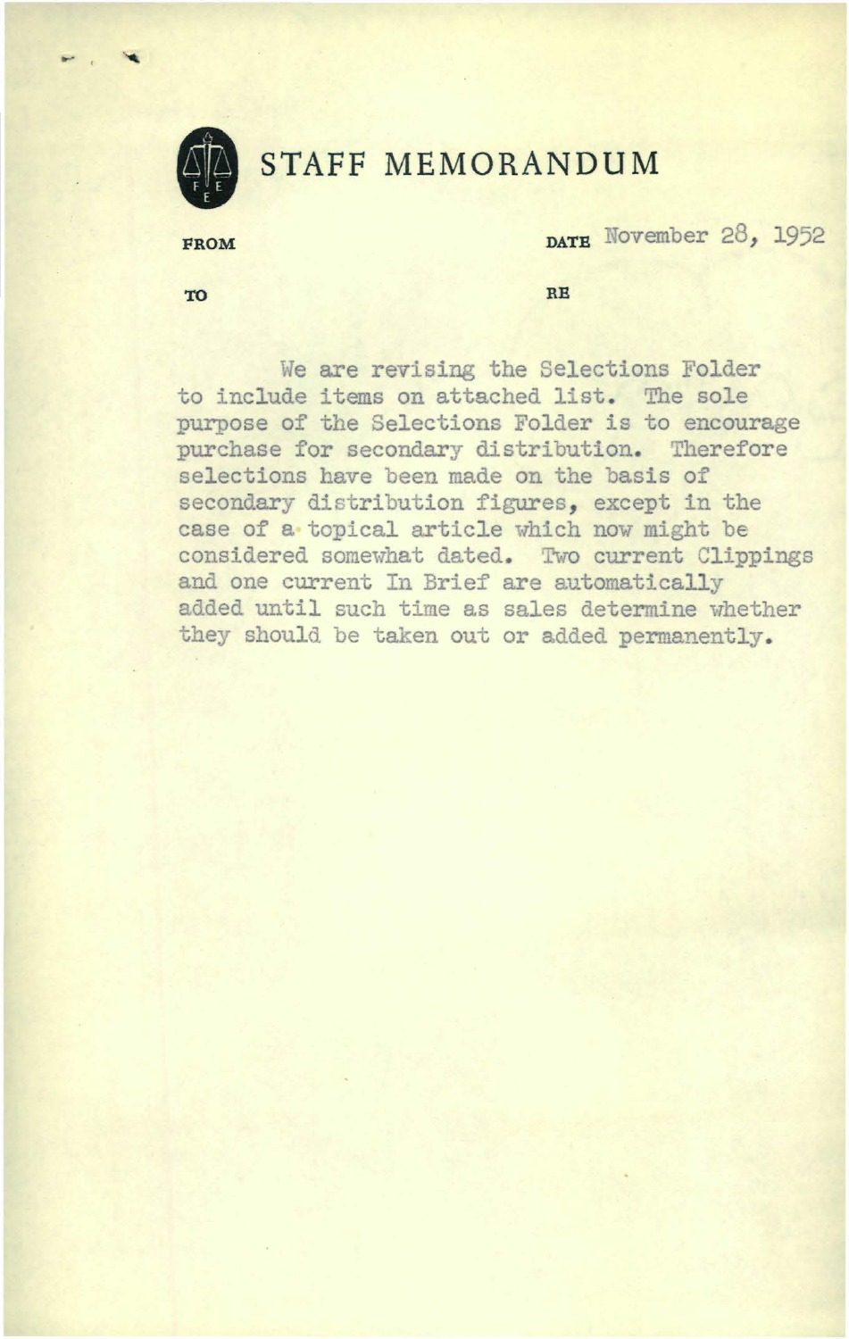# STAFF MEMORANDUM

**FROM** 

**DATE** November 28, 1952

**TO** 

**RE** 

We are revising the Selections Folder to include items on attached list. The sole purpose of the Selections Folder is to encourage purchase for secondary distribution. Therefore selections have been made on the basis of secondary distribution figures, except in the case of a topical article which now might be considered somewhat dated. Two current Clippings and one current In Brief are automatically added until such time as sales determine whether they should be taken out or added permanently.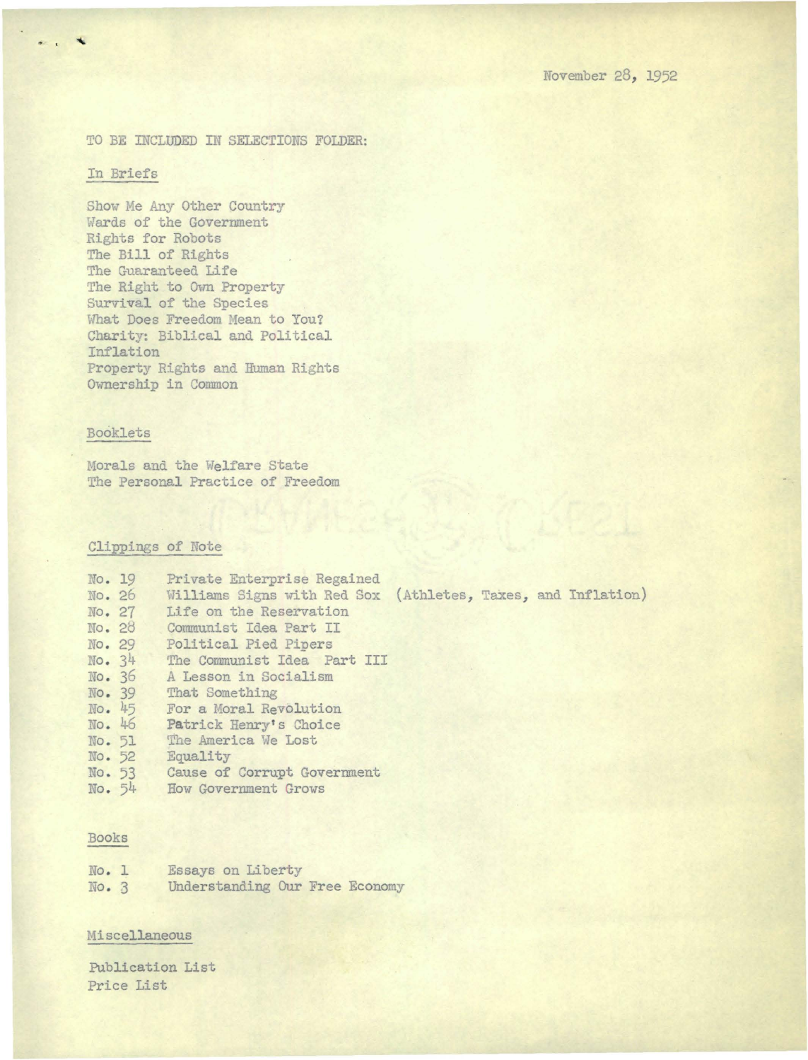November 28, 1952

TO BE INCLUDED IN SELECTIONS FOLDER:

## In Briefs

Show Me Any Other Country
Wards of the Government
Rights for Robots
The Bill of Rights
The Guaranteed Life
The Right to Own Property
Survival of the Species
What Does Freedom Mean to You?
Charity: Biblical and Political
Inflation
Property Rights and Human Rights
Ownership in Common

## Booklets

Morals and the Welfare State
The Personal Practice of Freedom

## Clippings of Note

| | |
|---|---|
| No. 19 | Private Enterprise Regained |
| No. 26 | Williams Signs with Red Sox (Athletes, Taxes, and Inflation) |
| No. 27 | Life on the Reservation |
| No. 28 | Communist Idea Part II |
| No. 29 | Political Pied Pipers |
| No. 34 | The Communist Idea Part III |
| No. 36 | A Lesson in Socialism |
| No. 39 | That Something |
| No. 45 | For a Moral Revolution |
| No. 46 | Patrick Henry's Choice |
| No. 51 | The America We Lost |
| No. 52 | Equality |
| No. 53 | Cause of Corrupt Government |
| No. 54 | How Government Grows |

## Books

| | |
|---|---|
| No. 1 | Essays on Liberty |
| No. 3 | Understanding Our Free Economy |

## Miscellaneous

Publication List
Price List